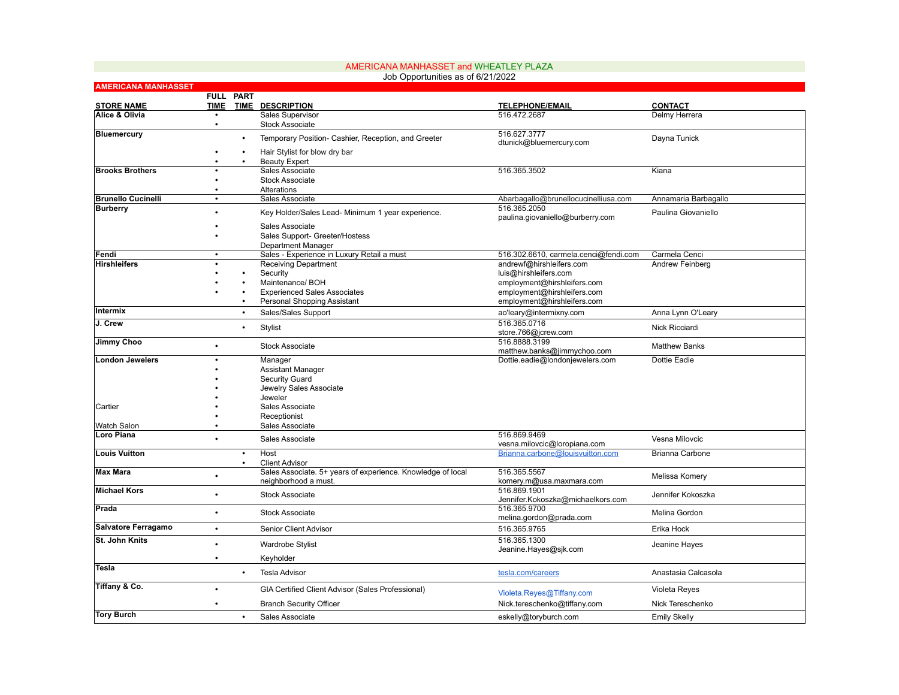# AMERICANA MANHASSET and WHEATLEY PLAZA

Job Opportunities as of 6/21/2022

## AMERICANA MANHASSET

| STORE NAME | FULL TIME | PART TIME | DESCRIPTION | TELEPHONE/EMAIL | CONTACT |
|---|---|---|---|---|---|
| Alice & Olivia | • | | Sales Supervisor | 516.472.2687 | Delmy Herrera |
| | • | | Stock Associate | | |
| Bluemercury | | • | Temporary Position- Cashier, Reception, and Greeter | 516.627.3777 dtunick@bluemercury.com | Dayna Tunick |
| | • | • | Hair Stylist for blow dry bar | | |
| | • | • | Beauty Expert | | |
| Brooks Brothers | • | | Sales Associate | 516.365.3502 | Kiana |
| | • | | Stock Associate | | |
| | • | | Alterations | | |
| Brunello Cucinelli | • | | Sales Associate | Abarbagallo@brunellocucinelliusa.com | Annamaria Barbagallo |
| Burberry | • | | Key Holder/Sales Lead- Minimum 1 year experience. | 516.365.2050 paulina.giovaniello@burberry.com | Paulina Giovaniello |
| | • | | Sales Associate | | |
| | • | | Sales Support- Greeter/Hostess | | |
| | | | Department Manager | | |
| Fendi | • | | Sales - Experience in Luxury Retail a must | 516.302.6610, carmela.cenci@fendi.com | Carmela Cenci |
| Hirshleifers | • | | Receiving Department | andrewf@hirshleifers.com | Andrew Feinberg |
| | • | • | Security | luis@hirshleifers.com | |
| | • | • | Maintenance/ BOH | employment@hirshleifers.com | |
| | • | • | Experienced Sales Associates | employment@hirshleifers.com | |
| | | • | Personal Shopping Assistant | employment@hirshleifers.com | |
| Intermix | | • | Sales/Sales Support | ao'leary@intermixny.com | Anna Lynn O'Leary |
| J. Crew | | • | Stylist | 516.365.0716 store.766@jcrew.com | Nick Ricciardi |
| Jimmy Choo | • | | Stock Associate | 516.8888.3199 matthew.banks@jimmychoo.com | Matthew Banks |
| London Jewelers | • | | Manager | Dottie.eadie@londonjewelers.com | Dottie Eadie |
| | • | | Assistant Manager | | |
| | • | | Security Guard | | |
| | • | | Jewelry Sales Associate | | |
| | • | | Jeweler | | |
| Cartier | • | | Sales Associate | | |
| | • | | Receptionist | | |
| Watch Salon | • | | Sales Associate | | |
| Loro Piana | • | | Sales Associate | 516.869.9469 vesna.milovcic@loropiana.com | Vesna Milovcic |
| Louis Vuitton | | • | Host | Brianna.carbone@louisvuitton.com | Brianna Carbone |
| | | • | Client Advisor | | |
| Max Mara | • | | Sales Associate. 5+ years of experience. Knowledge of local neighborhood a must. | 516.365.5567 komery.m@usa.maxmara.com | Melissa Komery |
| Michael Kors | • | | Stock Associate | 516.869.1901 Jennifer.Kokoszka@michaelkors.com | Jennifer Kokoszka |
| Prada | • | | Stock Associate | 516.365.9700 melina.gordon@prada.com | Melina Gordon |
| Salvatore Ferragamo | • | | Senior Client Advisor | 516.365.9765 | Erika Hock |
| St. John Knits | • | | Wardrobe Stylist | 516.365.1300 Jeanine.Hayes@sjk.com | Jeanine Hayes |
| | • | | Keyholder | | |
| Tesla | | • | Tesla Advisor | tesla.com/careers | Anastasia Calcasola |
| Tiffany & Co. | • | | GIA Certified Client Advisor (Sales Professional) | Violeta.Reyes@Tiffany.com | Violeta Reyes |
| | • | | Branch Security Officer | Nick.tereschenko@tiffany.com | Nick Tereschenko |
| Tory Burch | | • | Sales Associate | eskelly@toryburch.com | Emily Skelly |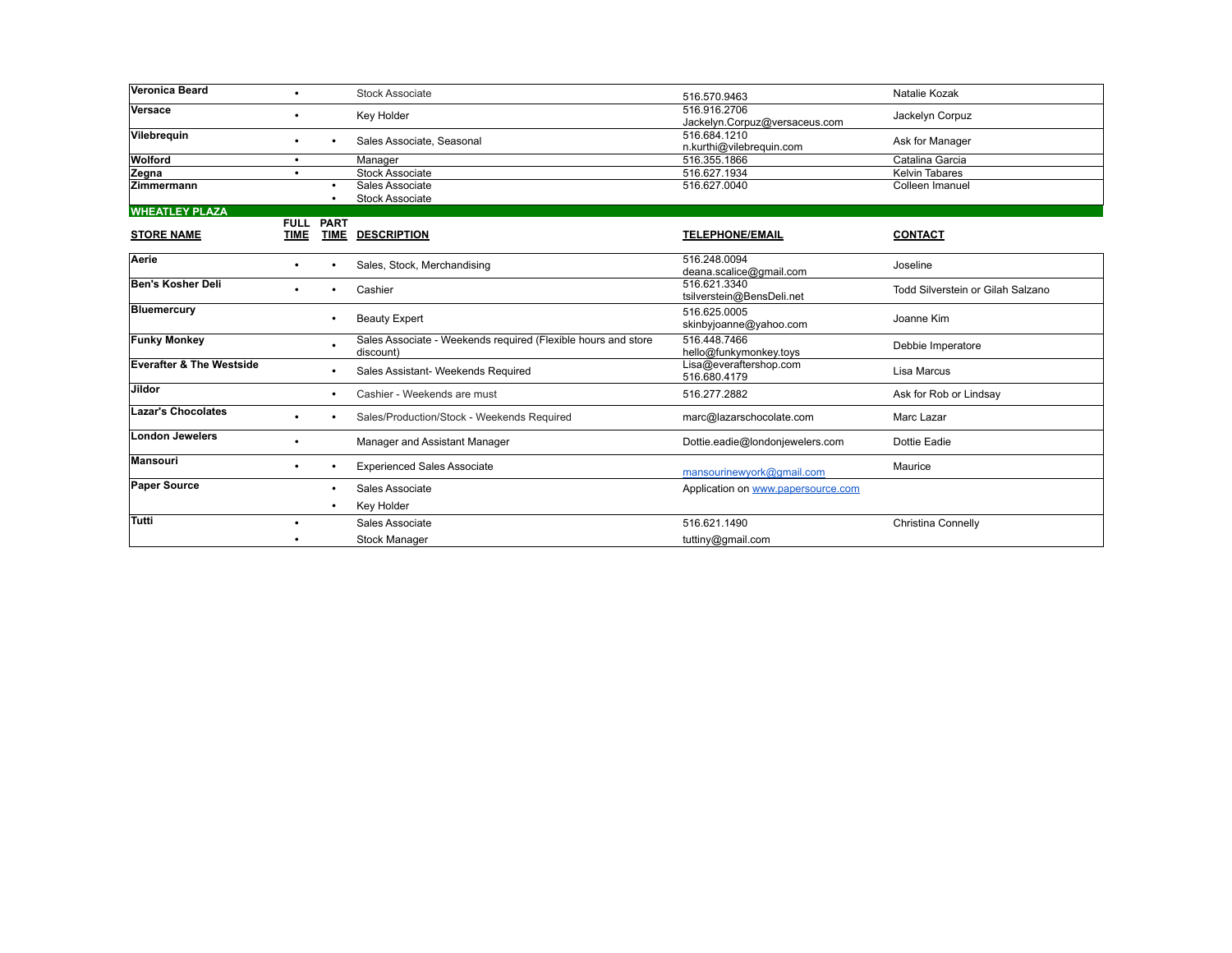| | | | | | |
|---|---|---|---|---|---|
| **Veronica Beard** | • | | Stock Associate | 516.570.9463 | Natalie Kozak |
| **Versace** | • | | Key Holder | 516.916.2706<br>Jackelyn.Corpuz@versaceus.com | Jackelyn Corpuz |
| **Vilebrequin** | • | • | Sales Associate, Seasonal | 516.684.1210<br>n.kurthi@vilebrequin.com | Ask for Manager |
| **Wolford** | • | | Manager | 516.355.1866 | Catalina Garcia |
| **Zegna** | • | | Stock Associate | 516.627.1934 | Kelvin Tabares |
| **Zimmermann** | | •<br>• | Sales Associate<br>Stock Associate | 516.627.0040 | Colleen Imanuel |

**WHEATLEY PLAZA**

| STORE NAME | FULL TIME | PART TIME | DESCRIPTION | TELEPHONE/EMAIL | CONTACT |
|---|---|---|---|---|---|
| **Aerie** | • | • | Sales, Stock, Merchandising | 516.248.0094<br>deana.scalice@gmail.com | Joseline |
| **Ben's Kosher Deli** | • | • | Cashier | 516.621.3340<br>tsilverstein@BensDeli.net | Todd Silverstein or Gilah Salzano |
| **Bluemercury** | | • | Beauty Expert | 516.625.0005<br>skinbyjoanne@yahoo.com | Joanne Kim |
| **Funky Monkey** | | • | Sales Associate - Weekends required (Flexible hours and store discount) | 516.448.7466<br>hello@funkymonkey.toys | Debbie Imperatore |
| **Everafter & The Westside** | | • | Sales Assistant- Weekends Required | Lisa@everaftershop.com<br>516.680.4179 | Lisa Marcus |
| **Jildor** | | • | Cashier - Weekends are must | 516.277.2882 | Ask for Rob or Lindsay |
| **Lazar's Chocolates** | • | • | Sales/Production/Stock - Weekends Required | marc@lazarschocolate.com | Marc Lazar |
| **London Jewelers** | • | | Manager and Assistant Manager | Dottie.eadie@londonjewelers.com | Dottie Eadie |
| **Mansouri** | • | • | Experienced Sales Associate | mansourinewyork@gmail.com | Maurice |
| **Paper Source** | | •<br>• | Sales Associate<br>Key Holder | Application on www.papersource.com | |
| **Tutti** | •<br>• | | Sales Associate<br>Stock Manager | 516.621.1490<br>tuttiny@gmail.com | Christina Connelly |